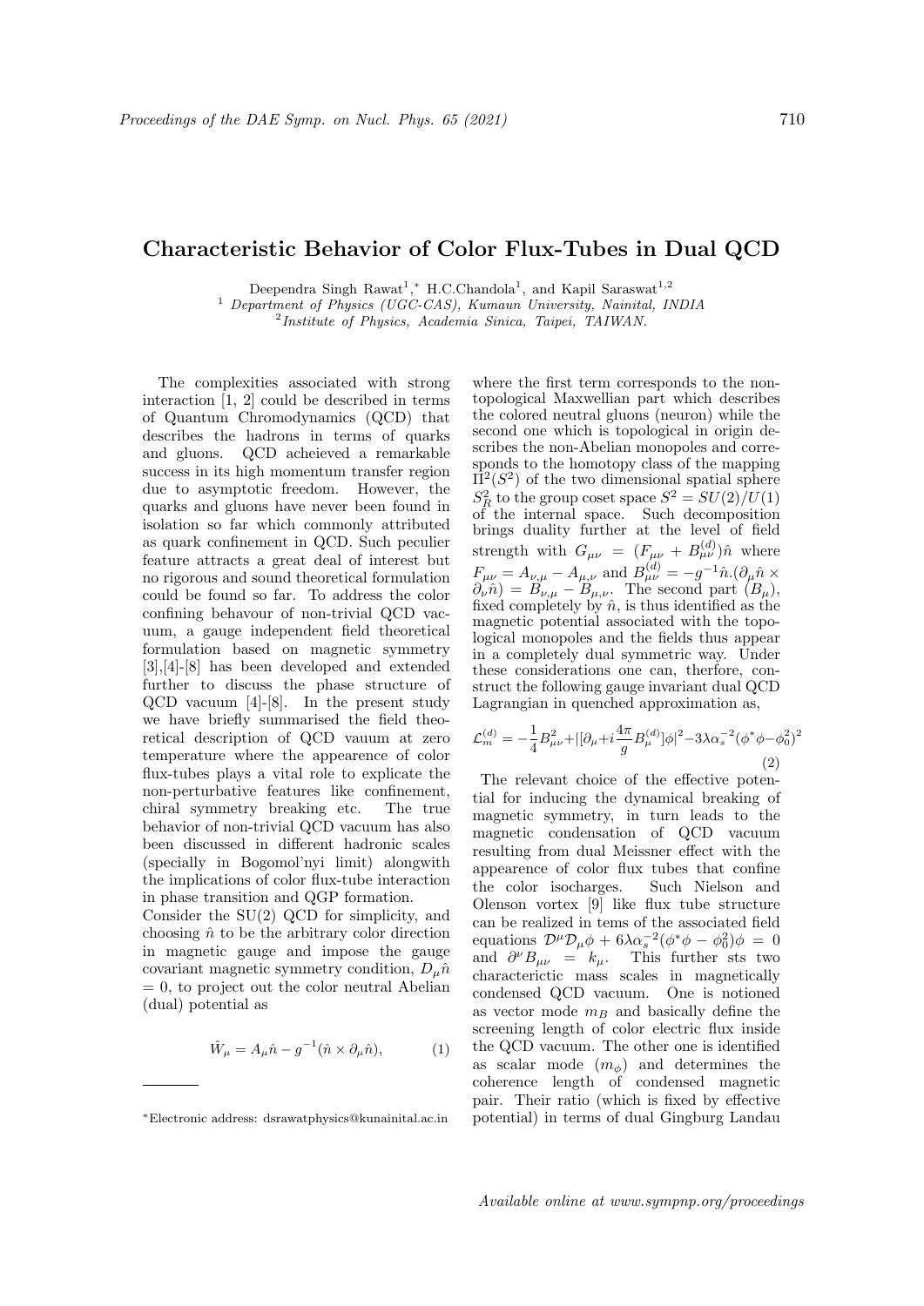# Characteristic Behavior of Color Flux-Tubes in Dual QCD

Deependra Singh Rawat[1,*] H.C.Chandola[1], and Kapil Saraswat[1,2]

[1] *Department of Physics (UGC-CAS), Kumaun University, Nainital, INDIA*

[2] *Institute of Physics, Academia Sinica, Taipei, TAIWAN.*

The complexities associated with strong interaction [1, 2] could be described in terms of Quantum Chromodynamics (QCD) that describes the hadrons in terms of quarks and gluons. QCD acheieved a remarkable success in its high momentum transfer region due to asymptotic freedom. However, the quarks and gluons have never been found in isolation so far which commonly attributed as quark confinement in QCD. Such peculier feature attracts a great deal of interest but no rigorous and sound theoretical formulation could be found so far. To address the color confining behavour of non-trivial QCD vacuum, a gauge independent field theoretical formulation based on magnetic symmetry [3],[4]-[8] has been developed and extended further to discuss the phase structure of QCD vacuum [4]-[8]. In the present study we have briefly summarised the field theoretical description of QCD vauum at zero temperature where the appearence of color flux-tubes plays a vital role to explicate the non-perturbative features like confinement, chiral symmetry breaking etc. The true behavior of non-trivial QCD vacuum has also been discussed in different hadronic scales (specially in Bogomol'nyi limit) alongwith the implications of color flux-tube interaction in phase transition and QGP formation.

Consider the SU(2) QCD for simplicity, and choosing $\hat{n}$ to be the arbitrary color direction in magnetic gauge and impose the gauge covariant magnetic symmetry condition, $D_\mu \hat{n} = 0$, to project out the color neutral Abelian (dual) potential as

$$\hat{W}_\mu = A_\mu \hat{n} - g^{-1}(\hat{n} \times \partial_\mu \hat{n}), \tag{1}$$

where the first term corresponds to the non-topological Maxwellian part which describes the colored neutral gluons (neuron) while the second one which is topological in origin describes the non-Abelian monopoles and corresponds to the homotopy class of the mapping $\Pi^2(S^2)$ of the two dimensional spatial sphere $S^2_R$ to the group coset space $S^2 = SU(2)/U(1)$ of the internal space. Such decomposition brings duality further at the level of field strength with $G_{\mu\nu} = (F_{\mu\nu} + B^{(d)}_{\mu\nu})\hat{n}$ where $F_{\mu\nu} = A_{\nu,\mu} - A_{\mu,\nu}$ and $B^{(d)}_{\mu\nu} = -g^{-1}\hat{n}.(\partial_\mu \hat{n} \times \partial_\nu \hat{n}) = B_{\nu,\mu} - B_{\mu,\nu}$. The second part $(B_\mu)$, fixed completely by $\hat{n}$, is thus identified as the magnetic potential associated with the topological monopoles and the fields thus appear in a completely dual symmetric way. Under these considerations one can, therfore, construct the following gauge invariant dual QCD Lagrangian in quenched approximation as,

$$\mathcal{L}^{(d)}_m = -\frac{1}{4}B^2_{\mu\nu} + |[\partial_\mu + i\frac{4\pi}{g}B^{(d)}_\mu]\phi|^2 - 3\lambda\alpha_s^{-2}(\phi^*\phi - \phi_0^2)^2 \tag{2}$$

The relevant choice of the effective potential for inducing the dynamical breaking of magnetic symmetry, in turn leads to the magnetic condensation of QCD vacuum resulting from dual Meissner effect with the appearence of color flux tubes that confine the color isocharges. Such Nielson and Olenson vortex [9] like flux tube structure can be realized in tems of the associated field equations $\mathcal{D}^\mu \mathcal{D}_\mu \phi + 6\lambda\alpha_s^{-2}(\phi^*\phi - \phi_0^2)\phi = 0$ and $\partial^\nu B_{\mu\nu} = k_\mu$. This further sts two characterictic mass scales in magnetically condensed QCD vacuum. One is notioned as vector mode $m_B$ and basically define the screening length of color electric flux inside the QCD vacuum. The other one is identified as scalar mode $(m_\phi)$ and determines the coherence length of condensed magnetic pair. Their ratio (which is fixed by effective potential) in terms of dual Gingburg Landau

---

*Electronic address: dsrawatphysics@kunainital.ac.in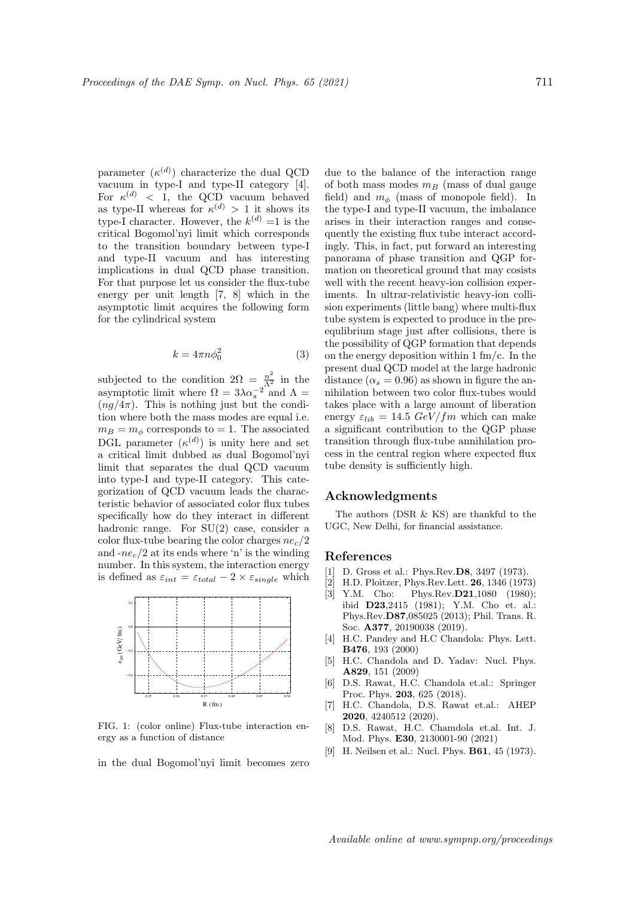parameter ($\kappa^{(d)}$) characterize the dual QCD vacuum in type-I and type-II category [4]. For $\kappa^{(d)} < 1$, the QCD vacuum behaved as type-II whereas for $\kappa^{(d)} > 1$ it shows its type-I character. However, the $k^{(d)} = 1$ is the critical Bogomol'nyi limit which corresponds to the transition boundary between type-I and type-II vacuum and has interesting implications in dual QCD phase transition. For that purpose let us consider the flux-tube energy per unit length [7, 8] which in the asymptotic limit acquires the following form for the cylindrical system

$$k = 4\pi n\phi_0^2 \tag{3}$$

subjected to the condition $2\Omega = \frac{n^2}{\Lambda^2}$ in the asymptotic limit where $\Omega = 3\lambda\alpha_s^{-2}$ and $\Lambda = (ng/4\pi)$. This is nothing just but the condition where both the mass modes are equal i.e. $m_B = m_\phi$ corresponds to $= 1$. The associated DGL parameter ($\kappa^{(d)}$) is unity here and set a critical limit dubbed as dual Bogomol'nyi limit that separates the dual QCD vacuum into type-I and type-II category. This categorization of QCD vacuum leads the characteristic behavior of associated color flux tubes specifically how do they interact in different hadronic range. For SU(2) case, consider a color flux-tube bearing the color charges $ne_c/2$ and $-ne_c/2$ at its ends where 'n' is the winding number. In this system, the interaction energy is defined as $\varepsilon_{int} = \varepsilon_{total} - 2 \times \varepsilon_{single}$ which

0.2
0.0
$\epsilon_{int}$ (GeV/ fm)
−0.2
−0.4
0.25
0.30
0.35
0.40
0.45
0.50
R (fm)

FIG. 1: (color online) Flux-tube interaction energy as a function of distance

in the dual Bogomol'nyi limit becomes zero due to the balance of the interaction range of both mass modes $m_B$ (mass of dual gauge field) and $m_\phi$ (mass of monopole field). In the type-I and type-II vacuum, the imbalance arises in their interaction ranges and consequently the existing flux tube interact accordingly. This, in fact, put forward an interesting panorama of phase transition and QGP formation on theoretical ground that may cosists well with the recent heavy-ion collision experiments. In ultrar-relativistic heavy-ion collision experiments (little bang) where multi-flux tube system is expected to produce in the pre-equlibrium stage just after collisions, there is the possibility of QGP formation that depends on the energy deposition within 1 fm/c. In the present dual QCD model at the large hadronic distance ($\alpha_s = 0.96$) as shown in figure the annihilation between two color flux-tubes would takes place with a large amount of liberation energy $\varepsilon_{lib} = 14.5\ GeV/fm$ which can make a significant contribution to the QGP phase transition through flux-tube annihilation process in the central region where expected flux tube density is sufficiently high.

## Acknowledgments

The authors (DSR & KS) are thankful to the UGC, New Delhi, for financial assistance.

## References

[1] D. Gross et al.: Phys.Rev.**D8**, 3497 (1973).

[2] H.D. Ploitzer, Phys.Rev.Lett. **26**, 1346 (1973)

[3] Y.M. Cho: Phys.Rev.**D21**,1080 (1980); ibid **D23**,2415 (1981); Y.M. Cho et. al.: Phys.Rev.**D87**,085025 (2013); Phil. Trans. R. Soc. **A377**, 20190038 (2019).

[4] H.C. Pandey and H.C Chandola: Phys. Lett. **B476**, 193 (2000)

[5] H.C. Chandola and D. Yadav: Nucl. Phys. **A829**, 151 (2009)

[6] D.S. Rawat, H.C. Chandola et.al.: Springer Proc. Phys. **203**, 625 (2018).

[7] H.C. Chandola, D.S. Rawat et.al.: AHEP **2020**, 4240512 (2020).

[8] D.S. Rawat, H.C. Chamdola et.al. Int. J. Mod. Phys. **E30**, 2130001-90 (2021)

[9] H. Neilsen et al.: Nucl. Phys. **B61**, 45 (1973).